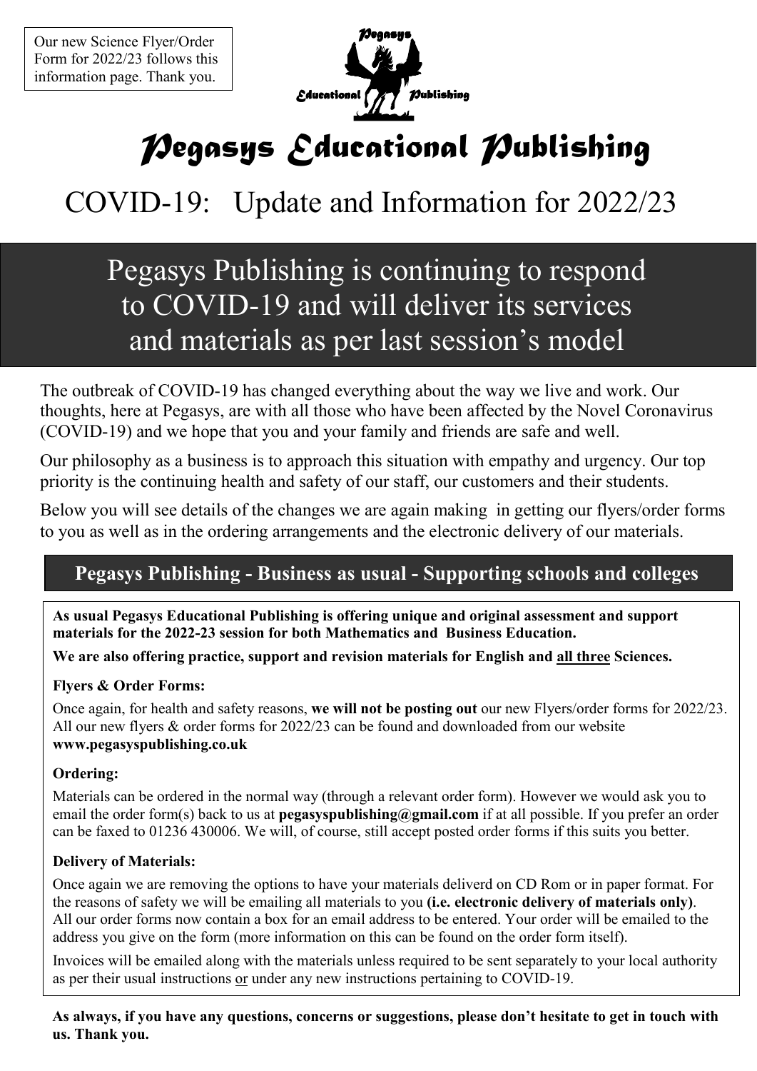Our new Science Flyer/Order Form for 2022/23 follows this information page. Thank you.

# Pegasys Educational Publishing

## COVID-19: Update and Information for 2022/23

## Pegasys Publishing is continuing to respond to COVID-19 and will deliver its services and materials as per last session's model

The outbreak of COVID-19 has changed everything about the way we live and work. Our thoughts, here at Pegasys, are with all those who have been affected by the Novel Coronavirus (COVID-19) and we hope that you and your family and friends are safe and well.

Our philosophy as a business is to approach this situation with empathy and urgency. Our top priority is the continuing health and safety of our staff, our customers and their students.

Below you will see details of the changes we are again making in getting our flyers/order forms to you as well as in the ordering arrangements and the electronic delivery of our materials.

### Pegasys Publishing - Business as usual - Supporting schools and colleges

**As usual Pegasys Educational Publishing is offering unique and original assessment and support materials for the 2022-23 session for both Mathematics and Business Education.**

**We are also offering practice, support and revision materials for English and all three Sciences.**

**Flyers & Order Forms:**

Once again, for health and safety reasons, **we will not be posting out** our new Flyers/order forms for 2022/23. All our new flyers & order forms for 2022/23 can be found and downloaded from our website **www.pegasyspublishing.co.uk**

**Ordering:**

Materials can be ordered in the normal way (through a relevant order form). However we would ask you to email the order form(s) back to us at **pegasyspublishing@gmail.com** if at all possible. If you prefer an order can be faxed to 01236 430006. We will, of course, still accept posted order forms if this suits you better.

**Delivery of Materials:**

Once again we are removing the options to have your materials deliverd on CD Rom or in paper format. For the reasons of safety we will be emailing all materials to you **(i.e. electronic delivery of materials only)**. All our order forms now contain a box for an email address to be entered. Your order will be emailed to the address you give on the form (more information on this can be found on the order form itself).

Invoices will be emailed along with the materials unless required to be sent separately to your local authority as per their usual instructions or under any new instructions pertaining to COVID-19.

**As always, if you have any questions, concerns or suggestions, please don't hesitate to get in touch with us. Thank you.**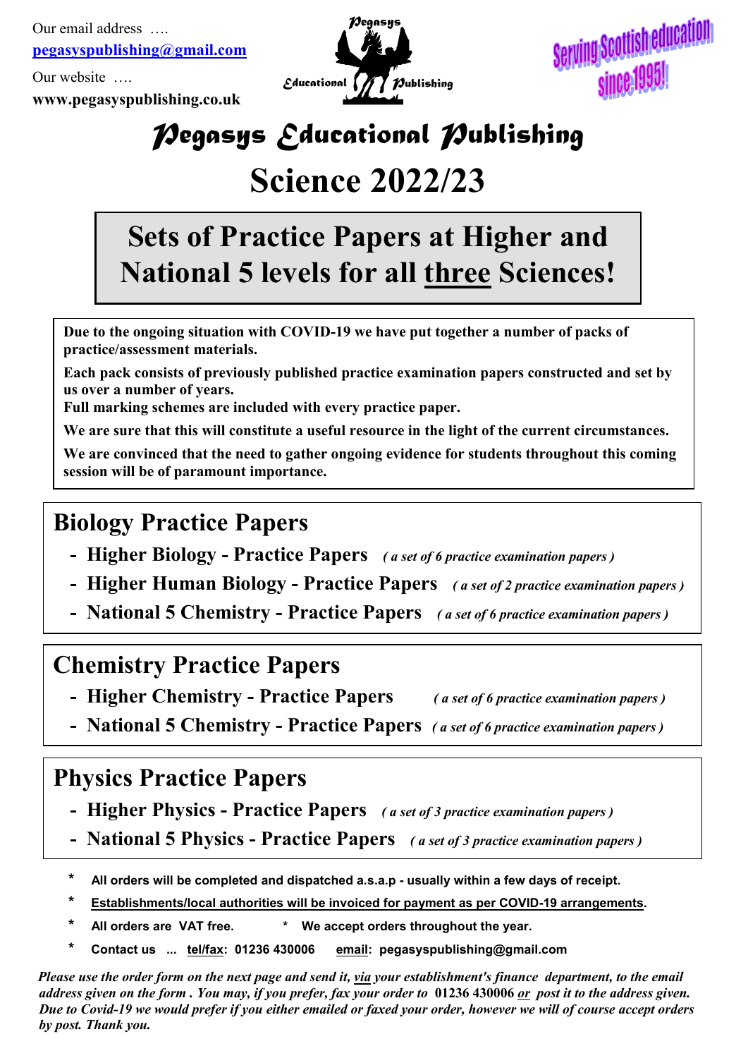Our email address ….
[pegasyspublishing@gmail.com](mailto:pegasyspublishing@gmail.com)

Our website ….
**www.pegasyspublishing.co.uk**

Pegasys Educational Publishing

Serving Scottish education since 1995!

# Pegasys Educational Publishing

# Science 2022/23

## Sets of Practice Papers at Higher and National 5 levels for all <u>three</u> Sciences!

**Due to the ongoing situation with COVID-19 we have put together a number of packs of practice/assessment materials.**

**Each pack consists of previously published practice examination papers constructed and set by us over a number of years.**
**Full marking schemes are included with every practice paper.**

**We are sure that this will constitute a useful resource in the light of the current circumstances.**

**We are convinced that the need to gather ongoing evidence for students throughout this coming session will be of paramount importance.**

## Biology Practice Papers

- **Higher Biology - Practice Papers** *( a set of 6 practice examination papers )*
- **Higher Human Biology - Practice Papers** *( a set of 2 practice examination papers )*
- **National 5 Chemistry - Practice Papers** *( a set of 6 practice examination papers )*

## Chemistry Practice Papers

- **Higher Chemistry - Practice Papers** *( a set of 6 practice examination papers )*
- **National 5 Chemistry - Practice Papers** *( a set of 6 practice examination papers )*

## Physics Practice Papers

- **Higher Physics - Practice Papers** *( a set of 3 practice examination papers )*
- **National 5 Physics - Practice Papers** *( a set of 3 practice examination papers )*

\* **All orders will be completed and dispatched a.s.a.p - usually within a few days of receipt.**

\* **<u>Establishments/local authorities will be invoiced for payment as per COVID-19 arrangements</u>.**

\* **All orders are VAT free.** \* **We accept orders throughout the year.**

\* **Contact us ... <u>tel/fax</u>: 01236 430006 <u>email</u>: pegasyspublishing@gmail.com**

*Please use the order form on the next page and send it, <u>via</u> your establishment's finance department, to the email address given on the form . You may, if you prefer, fax your order to* **01236 430006** *<u>or</u> post it to the address given. Due to Covid-19 we would prefer if you either emailed or faxed your order, however we will of course accept orders by post. Thank you.*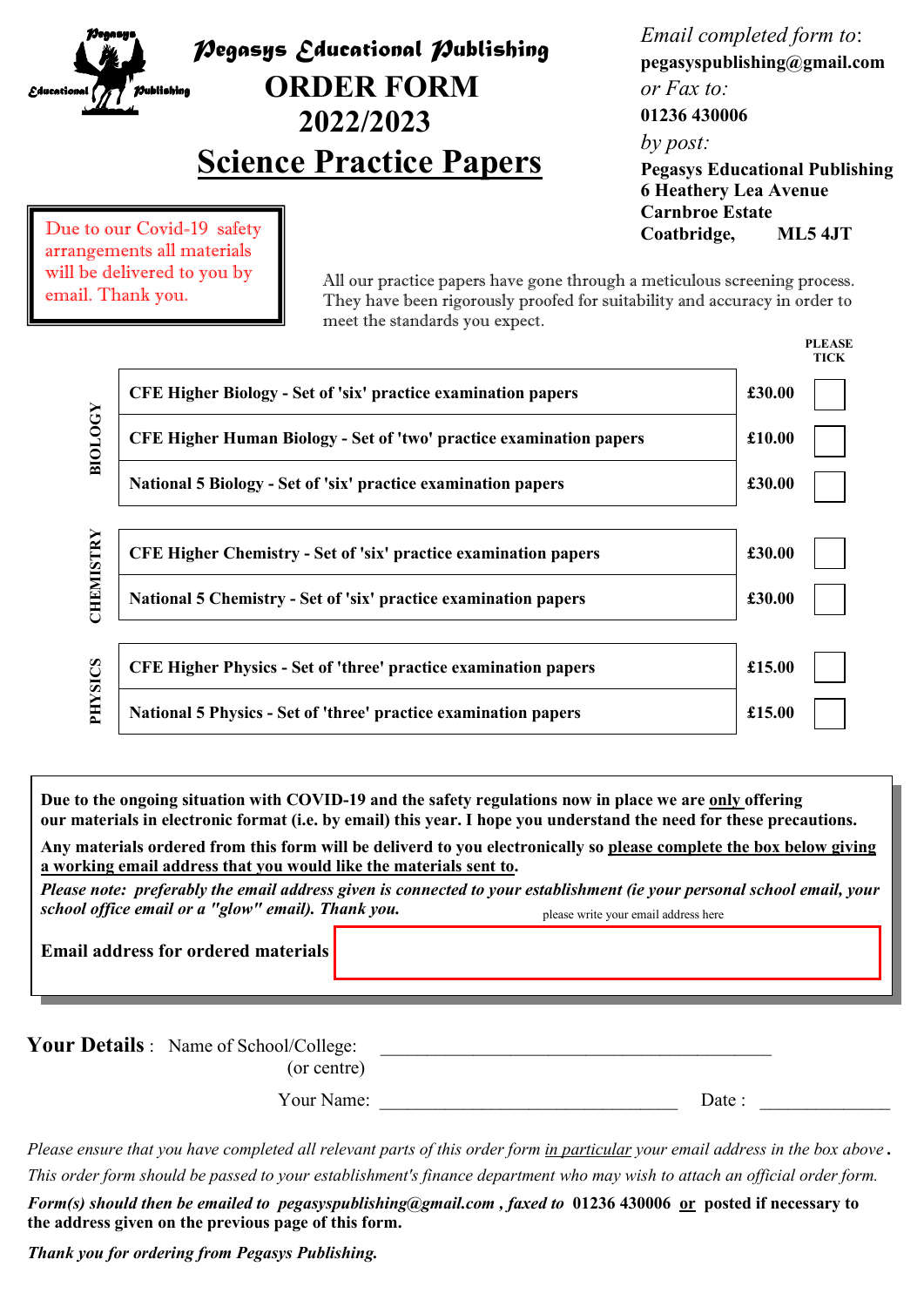# Pegasys Educational Publishing

# ORDER FORM 2022/2023

## Science Practice Papers

*Email completed form to*:
**pegasyspublishing@gmail.com**
*or Fax to:*
**01236 430006**
*by post:*
**Pegasys Educational Publishing**
**6 Heathery Lea Avenue**
**Carnbroe Estate**
**Coatbridge, ML5 4JT**

Due to our Covid-19 safety arrangements all materials will be delivered to you by email. Thank you.

All our practice papers have gone through a meticulous screening process. They have been rigorously proofed for suitability and accuracy in order to meet the standards you expect.

| | | | PLEASE TICK |
|---|---|---|---|
| BIOLOGY | **CFE Higher Biology - Set of 'six' practice examination papers** | **£30.00** | |
| | **CFE Higher Human Biology - Set of 'two' practice examination papers** | **£10.00** | |
| | **National 5 Biology - Set of 'six' practice examination papers** | **£30.00** | |
| CHEMISTRY | **CFE Higher Chemistry - Set of 'six' practice examination papers** | **£30.00** | |
| | **National 5 Chemistry - Set of 'six' practice examination papers** | **£30.00** | |
| PHYSICS | **CFE Higher Physics - Set of 'three' practice examination papers** | **£15.00** | |
| | **National 5 Physics - Set of 'three' practice examination papers** | **£15.00** | |

**Due to the ongoing situation with COVID-19 and the safety regulations now in place we are only offering our materials in electronic format (i.e. by email) this year. I hope you understand the need for these precautions.**

**Any materials ordered from this form will be deliverd to you electronically so please complete the box below giving a working email address that you would like the materials sent to.**

***Please note: preferably the email address given is connected to your establishment (ie your personal school email, your school office email or a "glow" email). Thank you.***

please write your email address here

**Email address for ordered materials** ____________________

**Your Details** : Name of School/College: (or centre) ____________________

Your Name: ____________________ Date : ____________

*Please ensure that you have completed all relevant parts of this order form in particular your email address in the box above.*

*This order form should be passed to your establishment's finance department who may wish to attach an official order form.*

***Form(s) should then be emailed to pegasyspublishing@gmail.com , faxed to* 01236 430006 or posted if necessary to the address given on the previous page of this form.**

***Thank you for ordering from Pegasys Publishing.***